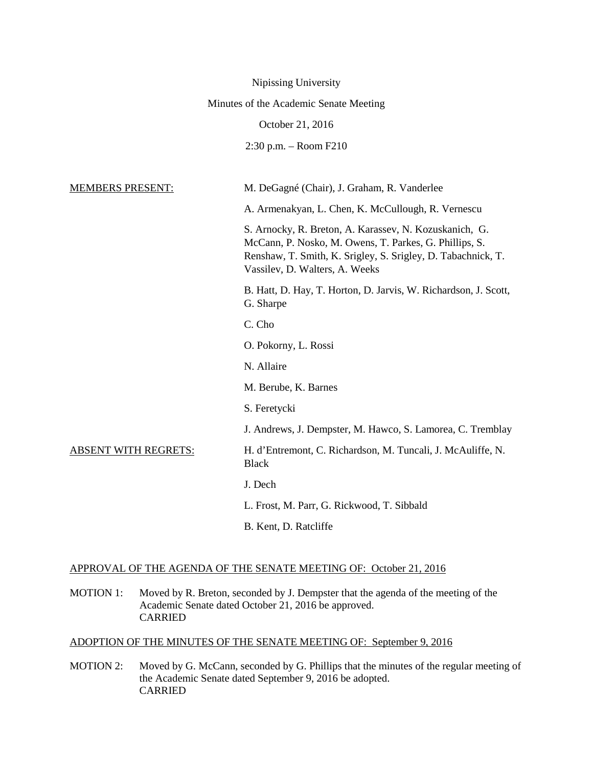Nipissing University

Minutes of the Academic Senate Meeting

October 21, 2016

2:30 p.m. – Room F210

| | |
|---|---|
| MEMBERS PRESENT: | M. DeGagné (Chair), J. Graham, R. Vanderlee |
| | A. Armenakyan, L. Chen, K. McCullough, R. Vernescu |
| | S. Arnocky, R. Breton, A. Karassev, N. Kozuskanich, G. McCann, P. Nosko, M. Owens, T. Parkes, G. Phillips, S. Renshaw, T. Smith, K. Srigley, S. Srigley, D. Tabachnick, T. Vassilev, D. Walters, A. Weeks |
| | B. Hatt, D. Hay, T. Horton, D. Jarvis, W. Richardson, J. Scott, G. Sharpe |
| | C. Cho |
| | O. Pokorny, L. Rossi |
| | N. Allaire |
| | M. Berube, K. Barnes |
| | S. Feretycki |
| | J. Andrews, J. Dempster, M. Hawco, S. Lamorea, C. Tremblay |
| ABSENT WITH REGRETS: | H. d'Entremont, C. Richardson, M. Tuncali, J. McAuliffe, N. Black |
| | J. Dech |
| | L. Frost, M. Parr, G. Rickwood, T. Sibbald |
| | B. Kent, D. Ratcliffe |

APPROVAL OF THE AGENDA OF THE SENATE MEETING OF: October 21, 2016

MOTION 1: Moved by R. Breton, seconded by J. Dempster that the agenda of the meeting of the Academic Senate dated October 21, 2016 be approved.
CARRIED

ADOPTION OF THE MINUTES OF THE SENATE MEETING OF: September 9, 2016

MOTION 2: Moved by G. McCann, seconded by G. Phillips that the minutes of the regular meeting of the Academic Senate dated September 9, 2016 be adopted.
CARRIED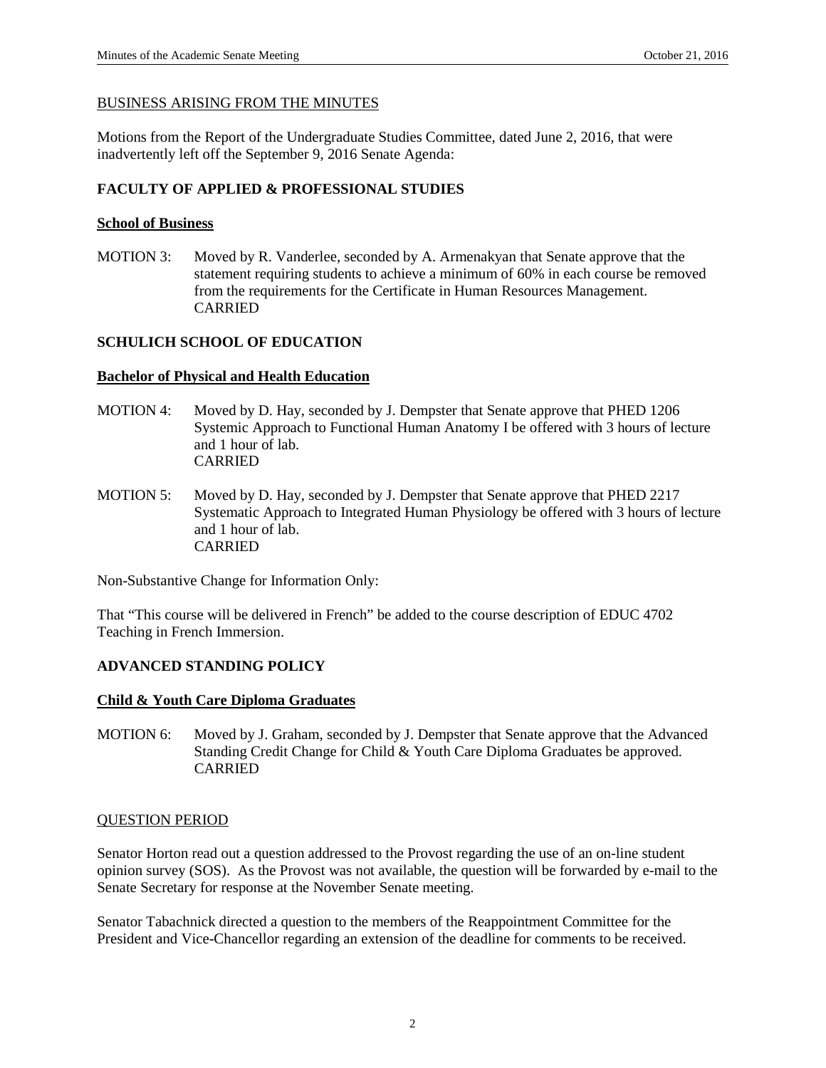BUSINESS ARISING FROM THE MINUTES

Motions from the Report of the Undergraduate Studies Committee, dated June 2, 2016, that were inadvertently left off the September 9, 2016 Senate Agenda:

## FACULTY OF APPLIED & PROFESSIONAL STUDIES

### School of Business

MOTION 3: Moved by R. Vanderlee, seconded by A. Armenakyan that Senate approve that the statement requiring students to achieve a minimum of 60% in each course be removed from the requirements for the Certificate in Human Resources Management.
CARRIED

## SCHULICH SCHOOL OF EDUCATION

### Bachelor of Physical and Health Education

MOTION 4: Moved by D. Hay, seconded by J. Dempster that Senate approve that PHED 1206 Systemic Approach to Functional Human Anatomy I be offered with 3 hours of lecture and 1 hour of lab.
CARRIED

MOTION 5: Moved by D. Hay, seconded by J. Dempster that Senate approve that PHED 2217 Systematic Approach to Integrated Human Physiology be offered with 3 hours of lecture and 1 hour of lab.
CARRIED

Non-Substantive Change for Information Only:

That "This course will be delivered in French" be added to the course description of EDUC 4702 Teaching in French Immersion.

## ADVANCED STANDING POLICY

### Child & Youth Care Diploma Graduates

MOTION 6: Moved by J. Graham, seconded by J. Dempster that Senate approve that the Advanced Standing Credit Change for Child & Youth Care Diploma Graduates be approved.
CARRIED

QUESTION PERIOD

Senator Horton read out a question addressed to the Provost regarding the use of an on-line student opinion survey (SOS). As the Provost was not available, the question will be forwarded by e-mail to the Senate Secretary for response at the November Senate meeting.

Senator Tabachnick directed a question to the members of the Reappointment Committee for the President and Vice-Chancellor regarding an extension of the deadline for comments to be received.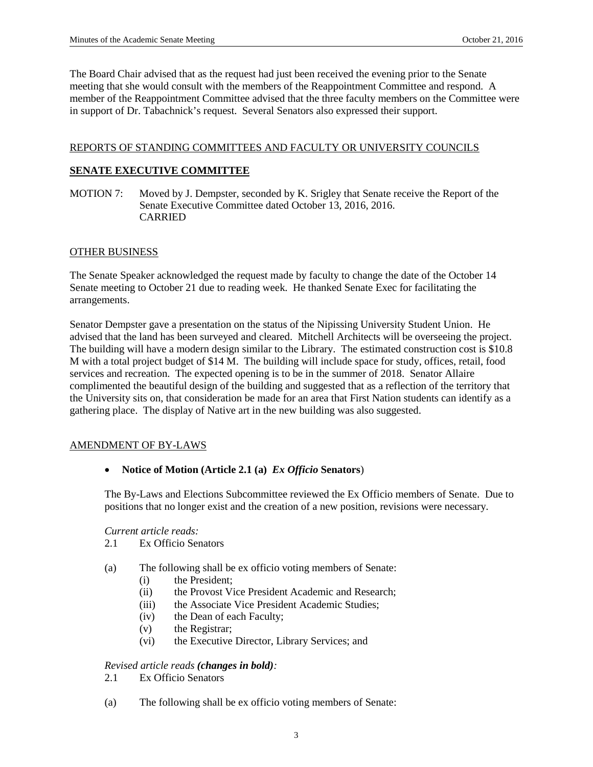The Board Chair advised that as the request had just been received the evening prior to the Senate meeting that she would consult with the members of the Reappointment Committee and respond. A member of the Reappointment Committee advised that the three faculty members on the Committee were in support of Dr. Tabachnick's request. Several Senators also expressed their support.

REPORTS OF STANDING COMMITTEES AND FACULTY OR UNIVERSITY COUNCILS

**SENATE EXECUTIVE COMMITTEE**

MOTION 7: Moved by J. Dempster, seconded by K. Srigley that Senate receive the Report of the Senate Executive Committee dated October 13, 2016, 2016.
CARRIED

OTHER BUSINESS

The Senate Speaker acknowledged the request made by faculty to change the date of the October 14 Senate meeting to October 21 due to reading week. He thanked Senate Exec for facilitating the arrangements.

Senator Dempster gave a presentation on the status of the Nipissing University Student Union. He advised that the land has been surveyed and cleared. Mitchell Architects will be overseeing the project. The building will have a modern design similar to the Library. The estimated construction cost is $10.8 M with a total project budget of $14 M. The building will include space for study, offices, retail, food services and recreation. The expected opening is to be in the summer of 2018. Senator Allaire complimented the beautiful design of the building and suggested that as a reflection of the territory that the University sits on, that consideration be made for an area that First Nation students can identify as a gathering place. The display of Native art in the new building was also suggested.

AMENDMENT OF BY-LAWS

- **Notice of Motion (Article 2.1 (a) *Ex Officio* Senators**)

The By-Laws and Elections Subcommittee reviewed the Ex Officio members of Senate. Due to positions that no longer exist and the creation of a new position, revisions were necessary.

*Current article reads:*

2.1 Ex Officio Senators

(a) The following shall be ex officio voting members of Senate:

(i) the President;
(ii) the Provost Vice President Academic and Research;
(iii) the Associate Vice President Academic Studies;
(iv) the Dean of each Faculty;
(v) the Registrar;
(vi) the Executive Director, Library Services; and

*Revised article reads **(changes in bold)**:*

2.1 Ex Officio Senators

(a) The following shall be ex officio voting members of Senate: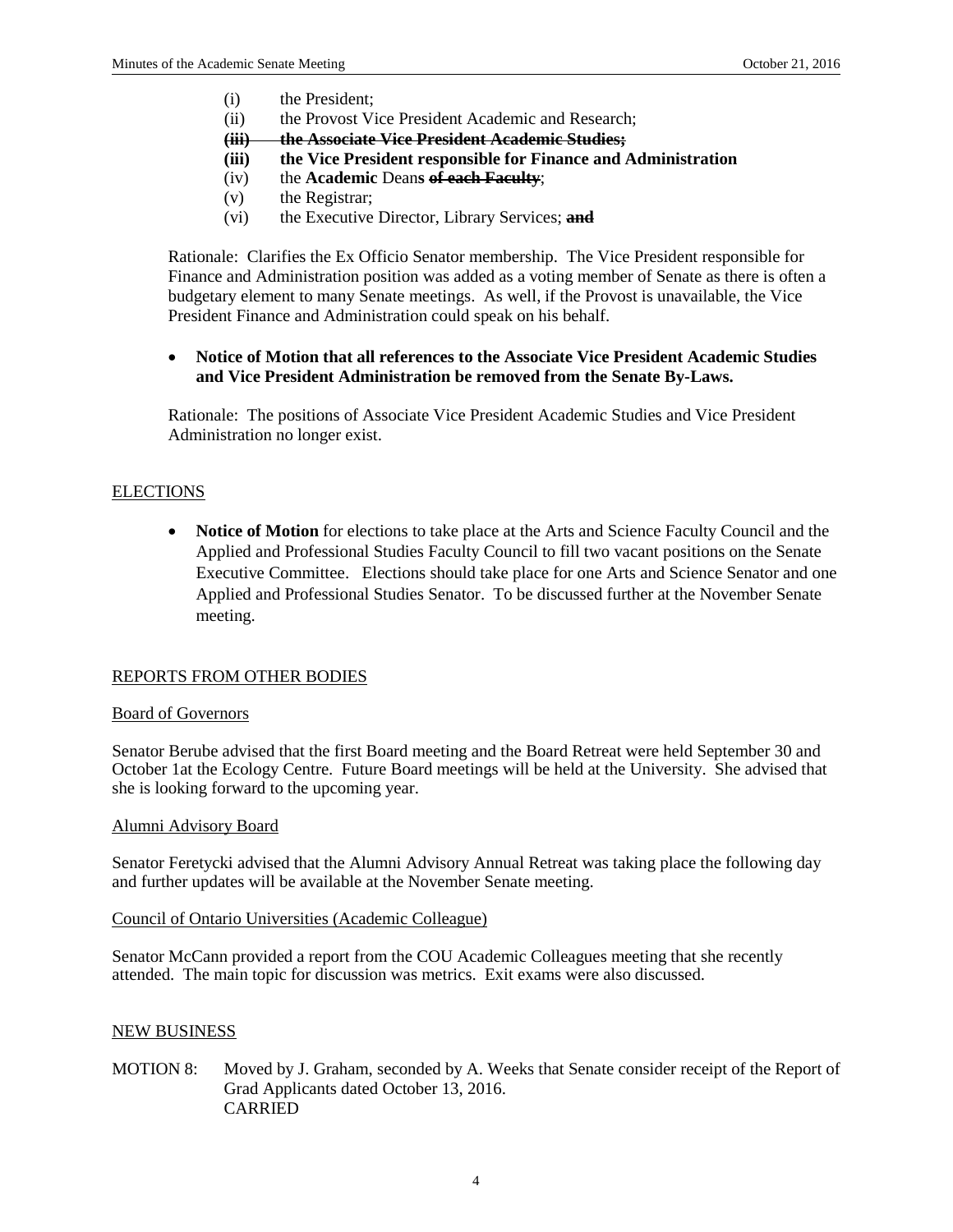(i) the President;
(ii) the Provost Vice President Academic and Research;
**~~(iii) the Associate Vice President Academic Studies;~~**
**(iii) the Vice President responsible for Finance and Administration**
(iv) the **Academic** Dean**s** **~~of each Faculty~~**;
(v) the Registrar;
(vi) the Executive Director, Library Services; **~~and~~**

Rationale: Clarifies the Ex Officio Senator membership. The Vice President responsible for Finance and Administration position was added as a voting member of Senate as there is often a budgetary element to many Senate meetings. As well, if the Provost is unavailable, the Vice President Finance and Administration could speak on his behalf.

- **Notice of Motion that all references to the Associate Vice President Academic Studies and Vice President Administration be removed from the Senate By-Laws.**

Rationale: The positions of Associate Vice President Academic Studies and Vice President Administration no longer exist.

## ELECTIONS

- **Notice of Motion** for elections to take place at the Arts and Science Faculty Council and the Applied and Professional Studies Faculty Council to fill two vacant positions on the Senate Executive Committee. Elections should take place for one Arts and Science Senator and one Applied and Professional Studies Senator. To be discussed further at the November Senate meeting.

## REPORTS FROM OTHER BODIES

### Board of Governors

Senator Berube advised that the first Board meeting and the Board Retreat were held September 30 and October 1at the Ecology Centre. Future Board meetings will be held at the University. She advised that she is looking forward to the upcoming year.

### Alumni Advisory Board

Senator Feretycki advised that the Alumni Advisory Annual Retreat was taking place the following day and further updates will be available at the November Senate meeting.

### Council of Ontario Universities (Academic Colleague)

Senator McCann provided a report from the COU Academic Colleagues meeting that she recently attended. The main topic for discussion was metrics. Exit exams were also discussed.

## NEW BUSINESS

MOTION 8: Moved by J. Graham, seconded by A. Weeks that Senate consider receipt of the Report of Grad Applicants dated October 13, 2016.
CARRIED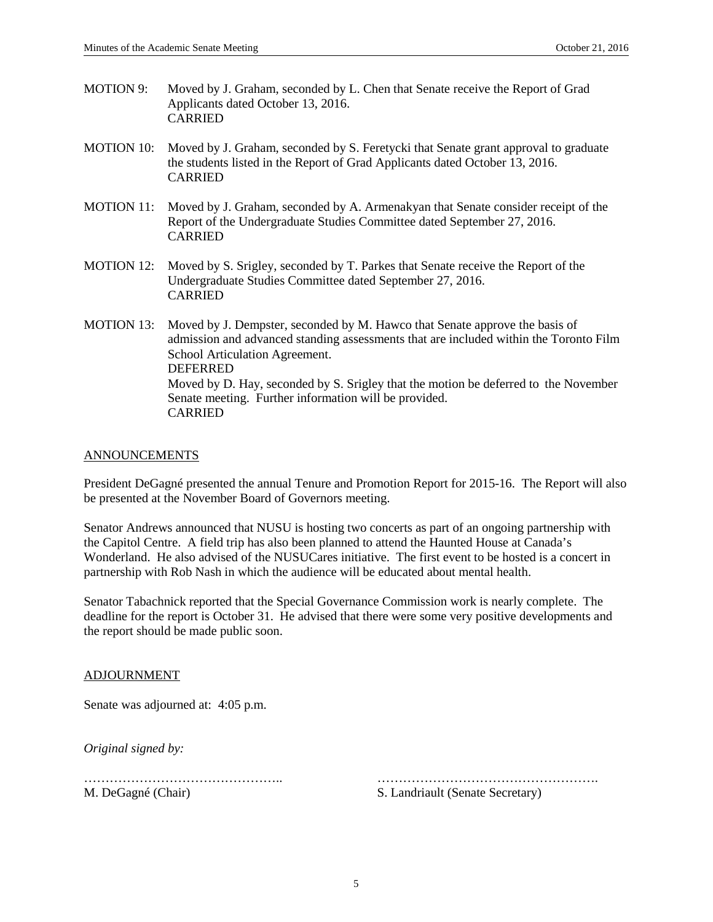MOTION 9: Moved by J. Graham, seconded by L. Chen that Senate receive the Report of Grad Applicants dated October 13, 2016.
CARRIED

MOTION 10: Moved by J. Graham, seconded by S. Feretycki that Senate grant approval to graduate the students listed in the Report of Grad Applicants dated October 13, 2016.
CARRIED

MOTION 11: Moved by J. Graham, seconded by A. Armenakyan that Senate consider receipt of the Report of the Undergraduate Studies Committee dated September 27, 2016.
CARRIED

MOTION 12: Moved by S. Srigley, seconded by T. Parkes that Senate receive the Report of the Undergraduate Studies Committee dated September 27, 2016.
CARRIED

MOTION 13: Moved by J. Dempster, seconded by M. Hawco that Senate approve the basis of admission and advanced standing assessments that are included within the Toronto Film School Articulation Agreement.
DEFERRED
Moved by D. Hay, seconded by S. Srigley that the motion be deferred to the November Senate meeting. Further information will be provided.
CARRIED

## ANNOUNCEMENTS

President DeGagné presented the annual Tenure and Promotion Report for 2015-16. The Report will also be presented at the November Board of Governors meeting.

Senator Andrews announced that NUSU is hosting two concerts as part of an ongoing partnership with the Capitol Centre. A field trip has also been planned to attend the Haunted House at Canada's Wonderland. He also advised of the NUSUCares initiative. The first event to be hosted is a concert in partnership with Rob Nash in which the audience will be educated about mental health.

Senator Tabachnick reported that the Special Governance Commission work is nearly complete. The deadline for the report is October 31. He advised that there were some very positive developments and the report should be made public soon.

## ADJOURNMENT

Senate was adjourned at: 4:05 p.m.

*Original signed by:*

……………………………………….. ……………………………………………

M. DeGagné (Chair) S. Landriault (Senate Secretary)